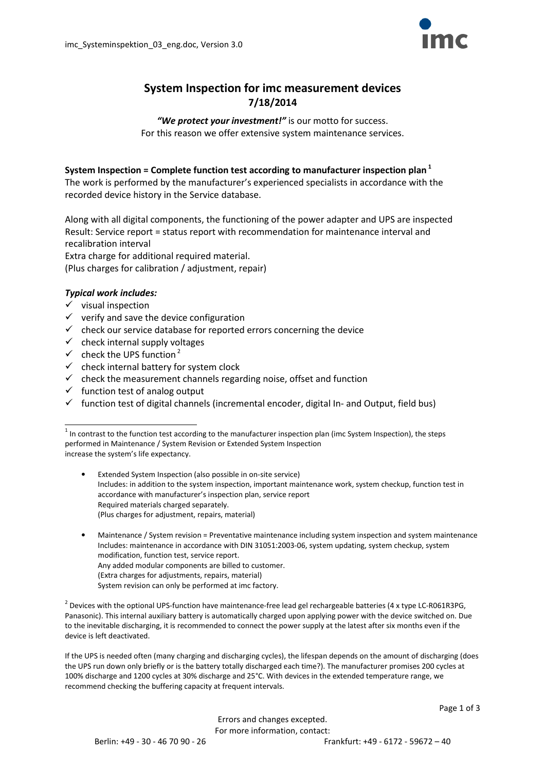# System Inspection for imc measurement devices
**7/18/2014**

***"We protect your investment!"*** is our motto for success.
For this reason we offer extensive system maintenance services.

**System Inspection = Complete function test according to manufacturer inspection plan** [1]
The work is performed by the manufacturer's experienced specialists in accordance with the recorded device history in the Service database.

Along with all digital components, the functioning of the power adapter and UPS are inspected
Result: Service report = status report with recommendation for maintenance interval and recalibration interval
Extra charge for additional required material.
(Plus charges for calibration / adjustment, repair)

***Typical work includes:***

- ✓ visual inspection
- ✓ verify and save the device configuration
- ✓ check our service database for reported errors concerning the device
- ✓ check internal supply voltages
- ✓ check the UPS function [2]
- ✓ check internal battery for system clock
- ✓ check the measurement channels regarding noise, offset and function
- ✓ function test of analog output
- ✓ function test of digital channels (incremental encoder, digital In- and Output, field bus)

---

[1] In contrast to the function test according to the manufacturer inspection plan (imc System Inspection), the steps performed in Maintenance / System Revision or Extended System Inspection increase the system's life expectancy.

- Extended System Inspection (also possible in on-site service)
  Includes: in addition to the system inspection, important maintenance work, system checkup, function test in accordance with manufacturer's inspection plan, service report
  Required materials charged separately.
  (Plus charges for adjustment, repairs, material)

- Maintenance / System revision = Preventative maintenance including system inspection and system maintenance
  Includes: maintenance in accordance with DIN 31051:2003-06, system updating, system checkup, system modification, function test, service report.
  Any added modular components are billed to customer.
  (Extra charges for adjustments, repairs, material)
  System revision can only be performed at imc factory.

[2] Devices with the optional UPS-function have maintenance-free lead gel rechargeable batteries (4 x type LC-R061R3PG, Panasonic). This internal auxiliary battery is automatically charged upon applying power with the device switched on. Due to the inevitable discharging, it is recommended to connect the power supply at the latest after six months even if the device is left deactivated.

If the UPS is needed often (many charging and discharging cycles), the lifespan depends on the amount of discharging (does the UPS run down only briefly or is the battery totally discharged each time?). The manufacturer promises 200 cycles at 100% discharge and 1200 cycles at 30% discharge and 25°C. With devices in the extended temperature range, we recommend checking the buffering capacity at frequent intervals.

Errors and changes excepted.
For more information, contact:
Berlin: +49 - 30 - 46 70 90 - 26 Frankfurt: +49 - 6172 - 59672 – 40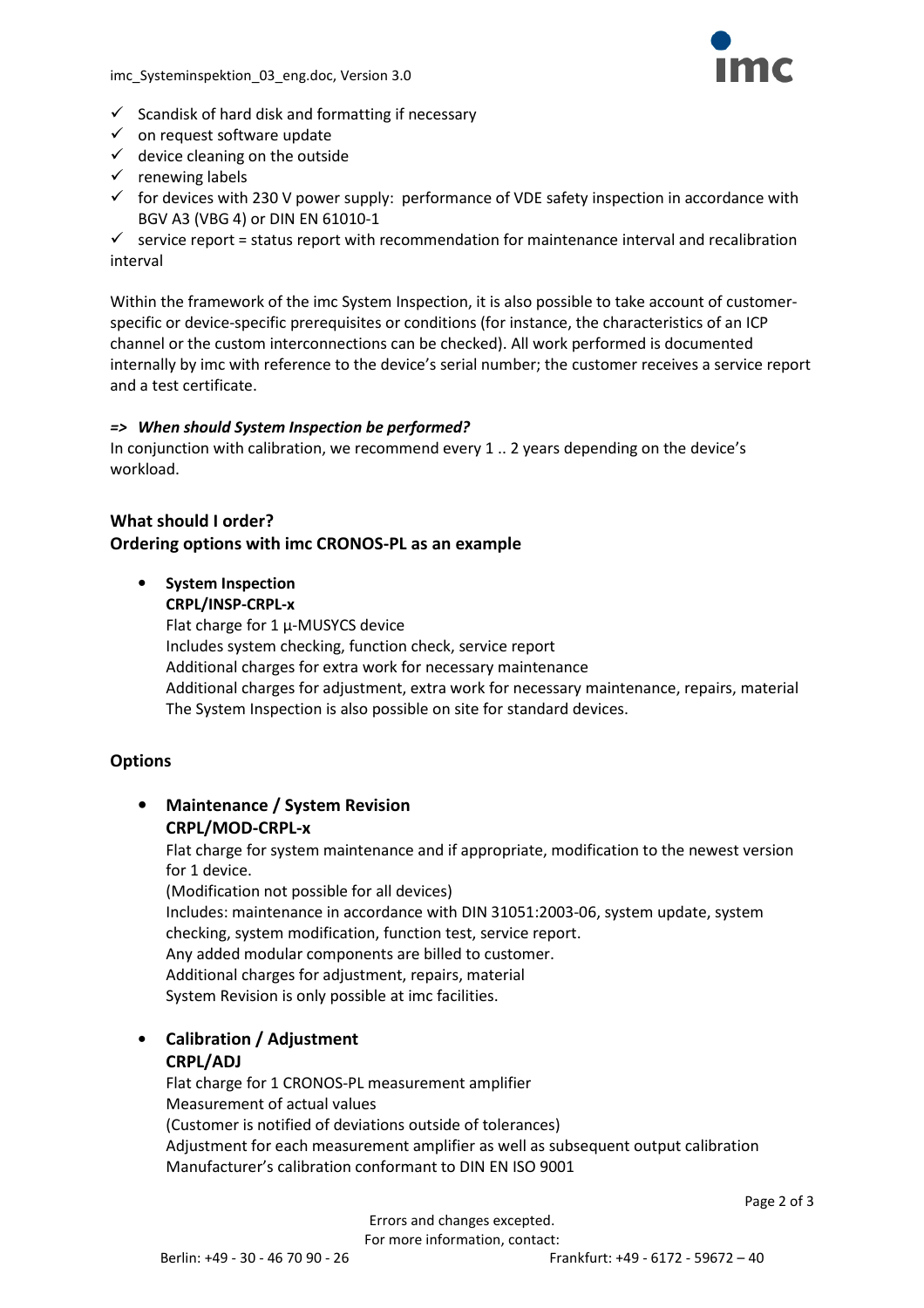- ✓ Scandisk of hard disk and formatting if necessary
- ✓ on request software update
- ✓ device cleaning on the outside
- ✓ renewing labels
- ✓ for devices with 230 V power supply: performance of VDE safety inspection in accordance with BGV A3 (VBG 4) or DIN EN 61010-1
- ✓ service report = status report with recommendation for maintenance interval and recalibration interval

Within the framework of the imc System Inspection, it is also possible to take account of customer-specific or device-specific prerequisites or conditions (for instance, the characteristics of an ICP channel or the custom interconnections can be checked). All work performed is documented internally by imc with reference to the device's serial number; the customer receives a service report and a test certificate.

***=> When should System Inspection be performed?***

In conjunction with calibration, we recommend every 1 .. 2 years depending on the device's workload.

**What should I order?**
**Ordering options with imc CRONOS-PL as an example**

- **System Inspection**
  **CRPL/INSP-CRPL-x**
  Flat charge for 1 µ-MUSYCS device
  Includes system checking, function check, service report
  Additional charges for extra work for necessary maintenance
  Additional charges for adjustment, extra work for necessary maintenance, repairs, material
  The System Inspection is also possible on site for standard devices.

**Options**

- **Maintenance / System Revision**
  **CRPL/MOD-CRPL-x**
  Flat charge for system maintenance and if appropriate, modification to the newest version for 1 device.
  (Modification not possible for all devices)
  Includes: maintenance in accordance with DIN 31051:2003-06, system update, system checking, system modification, function test, service report.
  Any added modular components are billed to customer.
  Additional charges for adjustment, repairs, material
  System Revision is only possible at imc facilities.

- **Calibration / Adjustment**
  **CRPL/ADJ**
  Flat charge for 1 CRONOS-PL measurement amplifier
  Measurement of actual values
  (Customer is notified of deviations outside of tolerances)
  Adjustment for each measurement amplifier as well as subsequent output calibration
  Manufacturer's calibration conformant to DIN EN ISO 9001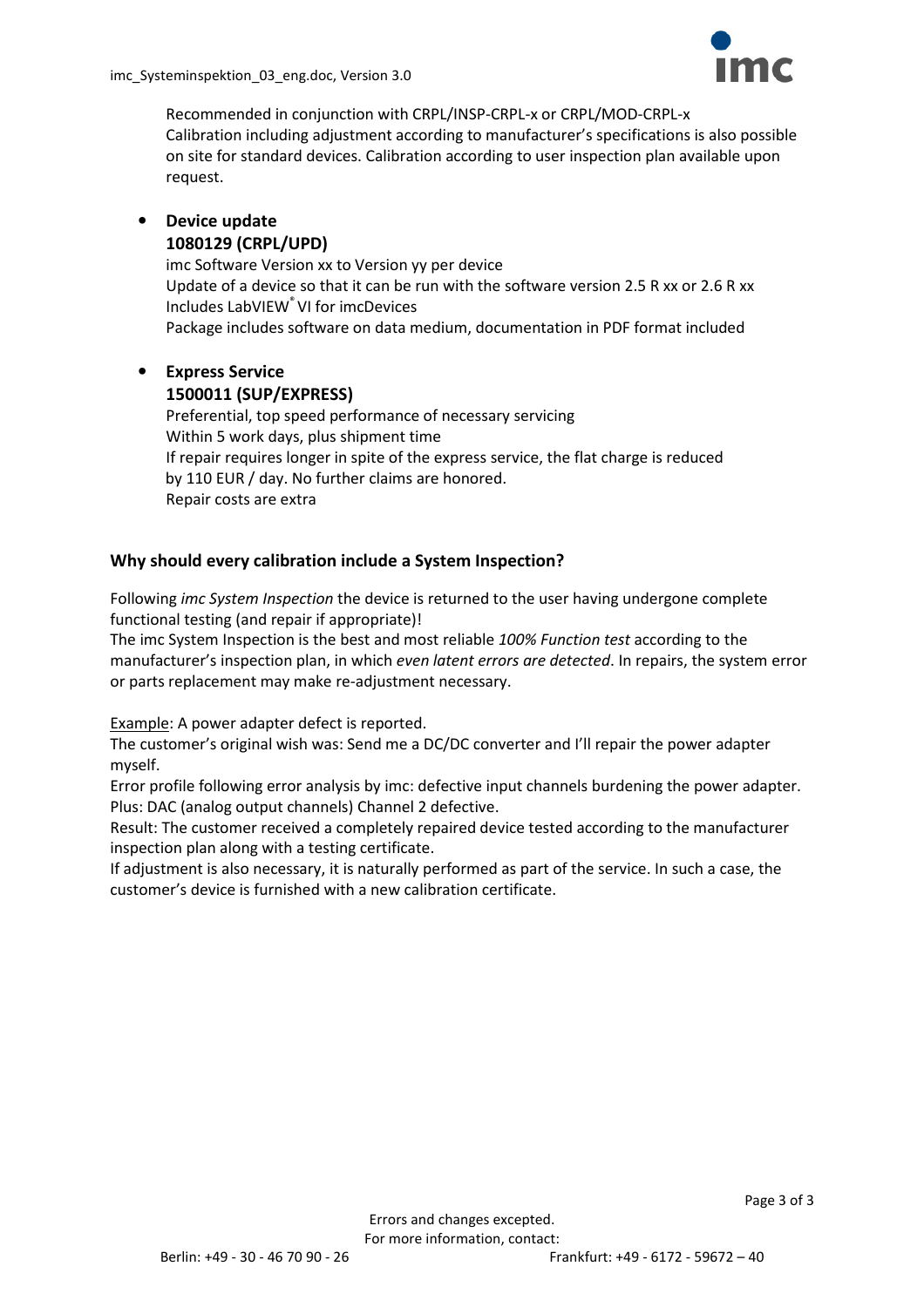Recommended in conjunction with CRPL/INSP-CRPL-x or CRPL/MOD-CRPL-x
Calibration including adjustment according to manufacturer's specifications is also possible on site for standard devices. Calibration according to user inspection plan available upon request.

- **Device update**
  **1080129 (CRPL/UPD)**
  imc Software Version xx to Version yy per device
  Update of a device so that it can be run with the software version 2.5 R xx or 2.6 R xx
  Includes LabVIEW® VI for imcDevices
  Package includes software on data medium, documentation in PDF format included

- **Express Service**
  **1500011 (SUP/EXPRESS)**
  Preferential, top speed performance of necessary servicing
  Within 5 work days, plus shipment time
  If repair requires longer in spite of the express service, the flat charge is reduced by 110 EUR / day. No further claims are honored.
  Repair costs are extra

## Why should every calibration include a System Inspection?

Following *imc System Inspection* the device is returned to the user having undergone complete functional testing (and repair if appropriate)!
The imc System Inspection is the best and most reliable *100% Function test* according to the manufacturer's inspection plan, in which *even latent errors are detected*. In repairs, the system error or parts replacement may make re-adjustment necessary.

Example: A power adapter defect is reported.
The customer's original wish was: Send me a DC/DC converter and I'll repair the power adapter myself.
Error profile following error analysis by imc: defective input channels burdening the power adapter.
Plus: DAC (analog output channels) Channel 2 defective.
Result: The customer received a completely repaired device tested according to the manufacturer inspection plan along with a testing certificate.
If adjustment is also necessary, it is naturally performed as part of the service. In such a case, the customer's device is furnished with a new calibration certificate.

Errors and changes excepted.
For more information, contact:
Berlin: +49 - 30 - 46 70 90 - 26 Frankfurt: +49 - 6172 - 59672 – 40